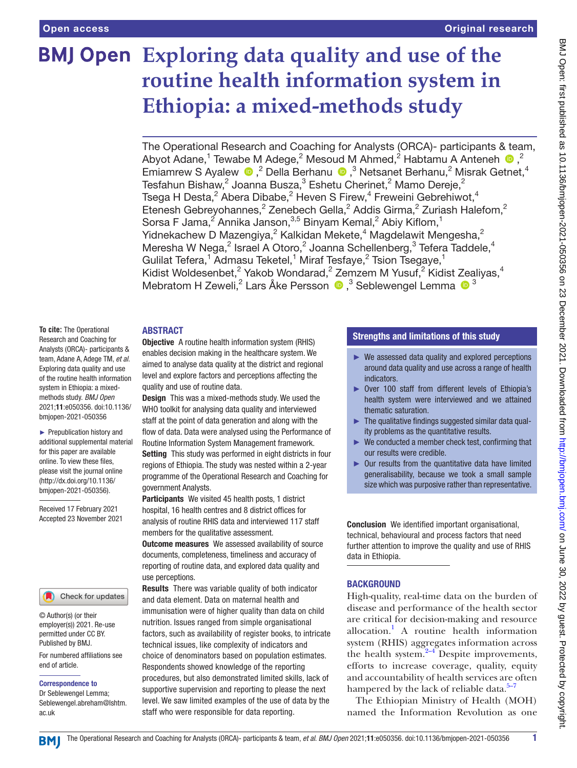# Exploring data quality and use of the routine health information system in Ethiopia: a mixed-methods study

The Operational Research and Coaching for Analysts (ORCA)- participants & team, Abyot Adane,[1] Tewabe M Adege,[2] Mesoud M Ahmed,[2] Habtamu A Anteneh,[2] Emiamrew S Ayalew,[2] Della Berhanu,[3] Netsanet Berhanu,[2] Misrak Getnet,[4] Tesfahun Bishaw,[2] Joanna Busza,[3] Eshetu Cherinet,[2] Mamo Dereje,[2] Tsega H Desta,[2] Abera Dibabe,[2] Heven S Firew,[4] Freweini Gebrehiwot,[4] Etenesh Gebreyohannes,[2] Zenebech Gella,[2] Addis Girma,[2] Zuriash Halefom,[2] Sorsa F Jama,[2] Annika Janson,[3,5] Binyam Kemal,[2] Abiy Kiflom,[1] Yidnekachew D Mazengiya,[2] Kalkidan Mekete,[4] Magdelawit Mengesha,[2] Meresha W Nega,[2] Israel A Otoro,[2] Joanna Schellenberg,[3] Tefera Taddele,[4] Gulilat Tefera,[1] Admasu Teketel,[1] Miraf Tesfaye,[2] Tsion Tsegaye,[1] Kidist Woldesenbet,[2] Yakob Wondarad,[2] Zemzem M Yusuf,[2] Kidist Zealiyas,[4] Mebratom H Zeweli,[2] Lars Åke Persson,[3] Seblewengel Lemma[3]

**To cite:** The Operational Research and Coaching for Analysts (ORCA)- participants & team, Adane A, Adege TM, *et al*. Exploring data quality and use of the routine health information system in Ethiopia: a mixed-methods study. *BMJ Open* 2021;**11**:e050356. doi:10.1136/bmjopen-2021-050356

► Prepublication history and additional supplemental material for this paper are available online. To view these files, please visit the journal online (http://dx.doi.org/10.1136/bmjopen-2021-050356).

Received 17 February 2021
Accepted 23 November 2021

© Author(s) (or their employer(s)) 2021. Re-use permitted under CC BY. Published by BMJ.

For numbered affiliations see end of article.

**Correspondence to**
Dr Seblewengel Lemma; Seblewengel.abreham@lshtm.ac.uk

## ABSTRACT

**Objective** A routine health information system (RHIS) enables decision making in the healthcare system. We aimed to analyse data quality at the district and regional level and explore factors and perceptions affecting the quality and use of routine data.

**Design** This was a mixed-methods study. We used the WHO toolkit for analysing data quality and interviewed staff at the point of data generation and along with the flow of data. Data were analysed using the Performance of Routine Information System Management framework.

**Setting** This study was performed in eight districts in four regions of Ethiopia. The study was nested within a 2-year programme of the Operational Research and Coaching for government Analysts.

**Participants** We visited 45 health posts, 1 district hospital, 16 health centres and 8 district offices for analysis of routine RHIS data and interviewed 117 staff members for the qualitative assessment.

**Outcome measures** We assessed availability of source documents, completeness, timeliness and accuracy of reporting of routine data, and explored data quality and use perceptions.

**Results** There was variable quality of both indicator and data element. Data on maternal health and immunisation were of higher quality than data on child nutrition. Issues ranged from simple organisational factors, such as availability of register books, to intricate technical issues, like complexity of indicators and choice of denominators based on population estimates. Respondents showed knowledge of the reporting procedures, but also demonstrated limited skills, lack of supportive supervision and reporting to please the next level. We saw limited examples of the use of data by the staff who were responsible for data reporting.

**Conclusion** We identified important organisational, technical, behavioural and process factors that need further attention to improve the quality and use of RHIS data in Ethiopia.

### Strengths and limitations of this study

- ► We assessed data quality and explored perceptions around data quality and use across a range of health indicators.
- ► Over 100 staff from different levels of Ethiopia's health system were interviewed and we attained thematic saturation.
- ► The qualitative findings suggested similar data quality problems as the quantitative results.
- ► We conducted a member check test, confirming that our results were credible.
- ► Our results from the quantitative data have limited generalisability, because we took a small sample size which was purposive rather than representative.

## BACKGROUND

High-quality, real-time data on the burden of disease and performance of the health sector are critical for decision-making and resource allocation.[1] A routine health information system (RHIS) aggregates information across the health system.[2–4] Despite improvements, efforts to increase coverage, quality, equity and accountability of health services are often hampered by the lack of reliable data.[5–7]

The Ethiopian Ministry of Health (MOH) named the Information Revolution as one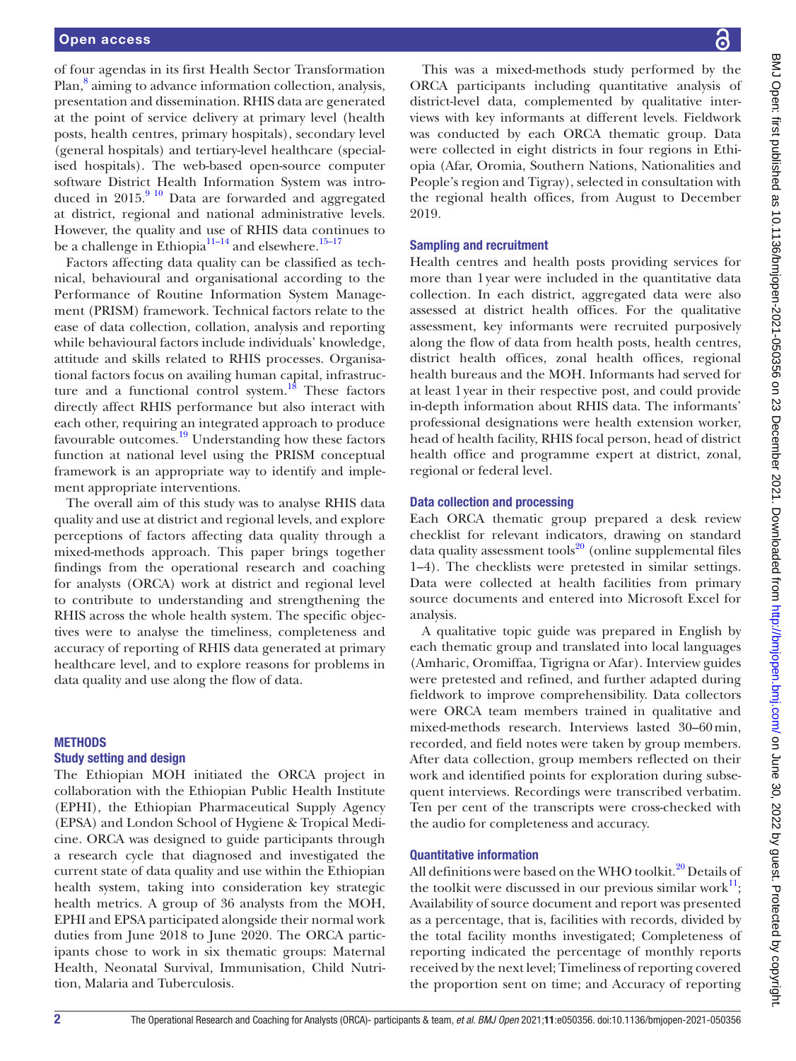of four agendas in its first Health Sector Transformation Plan,[8] aiming to advance information collection, analysis, presentation and dissemination. RHIS data are generated at the point of service delivery at primary level (health posts, health centres, primary hospitals), secondary level (general hospitals) and tertiary-level healthcare (specialised hospitals). The web-based open-source computer software District Health Information System was introduced in 2015.[9 10] Data are forwarded and aggregated at district, regional and national administrative levels. However, the quality and use of RHIS data continues to be a challenge in Ethiopia[11–14] and elsewhere.[15–17]

Factors affecting data quality can be classified as technical, behavioural and organisational according to the Performance of Routine Information System Management (PRISM) framework. Technical factors relate to the ease of data collection, collation, analysis and reporting while behavioural factors include individuals' knowledge, attitude and skills related to RHIS processes. Organisational factors focus on availing human capital, infrastructure and a functional control system.[18] These factors directly affect RHIS performance but also interact with each other, requiring an integrated approach to produce favourable outcomes.[19] Understanding how these factors function at national level using the PRISM conceptual framework is an appropriate way to identify and implement appropriate interventions.

The overall aim of this study was to analyse RHIS data quality and use at district and regional levels, and explore perceptions of factors affecting data quality through a mixed-methods approach. This paper brings together findings from the operational research and coaching for analysts (ORCA) work at district and regional level to contribute to understanding and strengthening the RHIS across the whole health system. The specific objectives were to analyse the timeliness, completeness and accuracy of reporting of RHIS data generated at primary healthcare level, and to explore reasons for problems in data quality and use along the flow of data.

## METHODS

### Study setting and design

The Ethiopian MOH initiated the ORCA project in collaboration with the Ethiopian Public Health Institute (EPHI), the Ethiopian Pharmaceutical Supply Agency (EPSA) and London School of Hygiene & Tropical Medicine. ORCA was designed to guide participants through a research cycle that diagnosed and investigated the current state of data quality and use within the Ethiopian health system, taking into consideration key strategic health metrics. A group of 36 analysts from the MOH, EPHI and EPSA participated alongside their normal work duties from June 2018 to June 2020. The ORCA participants chose to work in six thematic groups: Maternal Health, Neonatal Survival, Immunisation, Child Nutrition, Malaria and Tuberculosis.

This was a mixed-methods study performed by the ORCA participants including quantitative analysis of district-level data, complemented by qualitative interviews with key informants at different levels. Fieldwork was conducted by each ORCA thematic group. Data were collected in eight districts in four regions in Ethiopia (Afar, Oromia, Southern Nations, Nationalities and People's region and Tigray), selected in consultation with the regional health offices, from August to December 2019.

### Sampling and recruitment

Health centres and health posts providing services for more than 1 year were included in the quantitative data collection. In each district, aggregated data were also assessed at district health offices. For the qualitative assessment, key informants were recruited purposively along the flow of data from health posts, health centres, district health offices, zonal health offices, regional health bureaus and the MOH. Informants had served for at least 1 year in their respective post, and could provide in-depth information about RHIS data. The informants' professional designations were health extension worker, head of health facility, RHIS focal person, head of district health office and programme expert at district, zonal, regional or federal level.

### Data collection and processing

Each ORCA thematic group prepared a desk review checklist for relevant indicators, drawing on standard data quality assessment tools[20] (online supplemental files 1–4). The checklists were pretested in similar settings. Data were collected at health facilities from primary source documents and entered into Microsoft Excel for analysis.

A qualitative topic guide was prepared in English by each thematic group and translated into local languages (Amharic, Oromiffaa, Tigrigna or Afar). Interview guides were pretested and refined, and further adapted during fieldwork to improve comprehensibility. Data collectors were ORCA team members trained in qualitative and mixed-methods research. Interviews lasted 30–60 min, recorded, and field notes were taken by group members. After data collection, group members reflected on their work and identified points for exploration during subsequent interviews. Recordings were transcribed verbatim. Ten per cent of the transcripts were cross-checked with the audio for completeness and accuracy.

### Quantitative information

All definitions were based on the WHO toolkit.[20] Details of the toolkit were discussed in our previous similar work[11]; Availability of source document and report was presented as a percentage, that is, facilities with records, divided by the total facility months investigated; Completeness of reporting indicated the percentage of monthly reports received by the next level; Timeliness of reporting covered the proportion sent on time; and Accuracy of reporting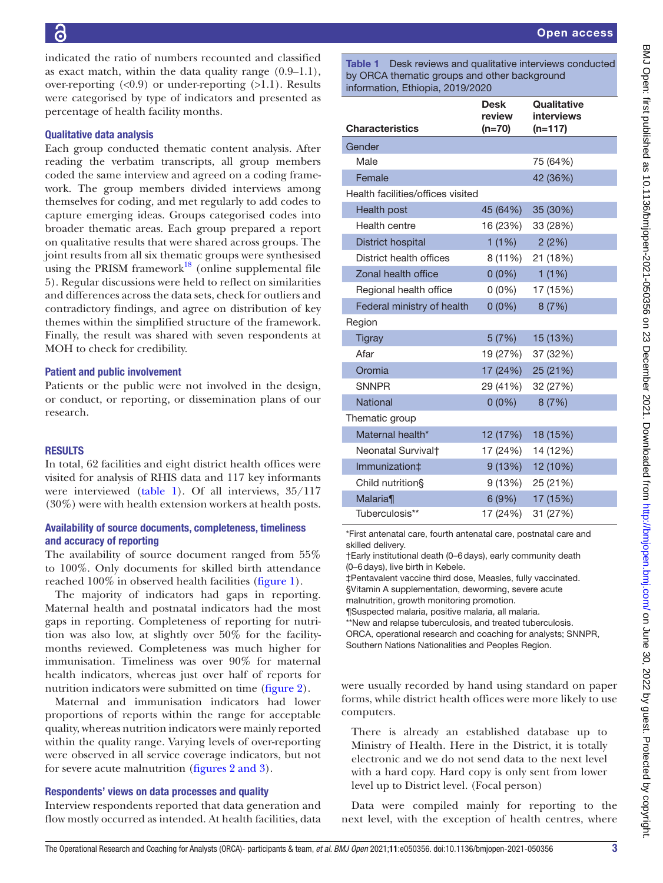indicated the ratio of numbers recounted and classified as exact match, within the data quality range (0.9–1.1), over-reporting (<0.9) or under-reporting (>1.1). Results were categorised by type of indicators and presented as percentage of health facility months.

### Qualitative data analysis

Each group conducted thematic content analysis. After reading the verbatim transcripts, all group members coded the same interview and agreed on a coding framework. The group members divided interviews among themselves for coding, and met regularly to add codes to capture emerging ideas. Groups categorised codes into broader thematic areas. Each group prepared a report on qualitative results that were shared across groups. The joint results from all six thematic groups were synthesised using the PRISM framework[18] (online supplemental file 5). Regular discussions were held to reflect on similarities and differences across the data sets, check for outliers and contradictory findings, and agree on distribution of key themes within the simplified structure of the framework. Finally, the result was shared with seven respondents at MOH to check for credibility.

### Patient and public involvement

Patients or the public were not involved in the design, or conduct, or reporting, or dissemination plans of our research.

## RESULTS

In total, 62 facilities and eight district health offices were visited for analysis of RHIS data and 117 key informants were interviewed (table 1). Of all interviews, 35/117 (30%) were with health extension workers at health posts.

**Table 1** Desk reviews and qualitative interviews conducted by ORCA thematic groups and other background information, Ethiopia, 2019/2020

| Characteristics | Desk review (n=70) | Qualitative interviews (n=117) |
|---|---|---|
| Gender | | |
| Male | | 75 (64%) |
| Female | | 42 (36%) |
| Health facilities/offices visited | | |
| Health post | 45 (64%) | 35 (30%) |
| Health centre | 16 (23%) | 33 (28%) |
| District hospital | 1 (1%) | 2 (2%) |
| District health offices | 8 (11%) | 21 (18%) |
| Zonal health office | 0 (0%) | 1 (1%) |
| Regional health office | 0 (0%) | 17 (15%) |
| Federal ministry of health | 0 (0%) | 8 (7%) |
| Region | | |
| Tigray | 5 (7%) | 15 (13%) |
| Afar | 19 (27%) | 37 (32%) |
| Oromia | 17 (24%) | 25 (21%) |
| SNNPR | 29 (41%) | 32 (27%) |
| National | 0 (0%) | 8 (7%) |
| Thematic group | | |
| Maternal health* | 12 (17%) | 18 (15%) |
| Neonatal Survival† | 17 (24%) | 14 (12%) |
| Immunization‡ | 9 (13%) | 12 (10%) |
| Child nutrition§ | 9 (13%) | 25 (21%) |
| Malaria¶ | 6 (9%) | 17 (15%) |
| Tuberculosis** | 17 (24%) | 31 (27%) |

*First antenatal care, fourth antenatal care, postnatal care and skilled delivery.
†Early institutional death (0–6 days), early community death (0–6 days), live birth in Kebele.
‡Pentavalent vaccine third dose, Measles, fully vaccinated.
§Vitamin A supplementation, deworming, severe acute malnutrition, growth monitoring promotion.
¶Suspected malaria, positive malaria, all malaria.
**New and relapse tuberculosis, and treated tuberculosis.
ORCA, operational research and coaching for analysts; SNNPR, Southern Nations Nationalities and Peoples Region.

### Availability of source documents, completeness, timeliness and accuracy of reporting

The availability of source document ranged from 55% to 100%. Only documents for skilled birth attendance reached 100% in observed health facilities (figure 1).

The majority of indicators had gaps in reporting. Maternal health and postnatal indicators had the most gaps in reporting. Completeness of reporting for nutrition was also low, at slightly over 50% for the facility-months reviewed. Completeness was much higher for immunisation. Timeliness was over 90% for maternal health indicators, whereas just over half of reports for nutrition indicators were submitted on time (figure 2).

Maternal and immunisation indicators had lower proportions of reports within the range for acceptable quality, whereas nutrition indicators were mainly reported within the quality range. Varying levels of over-reporting were observed in all service coverage indicators, but not for severe acute malnutrition (figures 2 and 3).

### Respondents' views on data processes and quality

Interview respondents reported that data generation and flow mostly occurred as intended. At health facilities, data were usually recorded by hand using standard on paper forms, while district health offices were more likely to use computers.

> There is already an established database up to Ministry of Health. Here in the District, it is totally electronic and we do not send data to the next level with a hard copy. Hard copy is only sent from lower level up to District level. (Focal person)

Data were compiled mainly for reporting to the next level, with the exception of health centres, where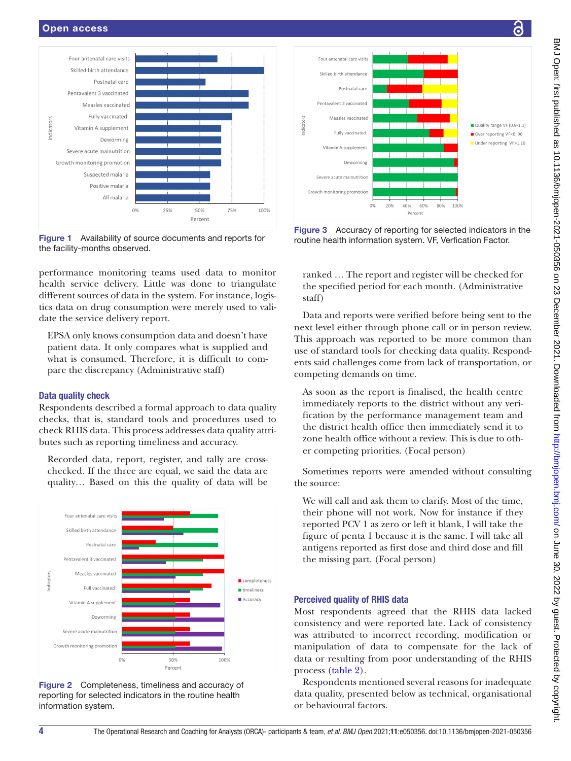Figure 1 Availability of source documents and reports for the facility-months observed.

Figure 3 Accuracy of reporting for selected indicators in the routine health information system. VF, Verfication Factor.

performance monitoring teams used data to monitor health service delivery. Little was done to triangulate different sources of data in the system. For instance, logistics data on drug consumption were merely used to validate the service delivery report.

> EPSA only knows consumption data and doesn't have patient data. It only compares what is supplied and what is consumed. Therefore, it is difficult to compare the discrepancy (Administrative staff)

### Data quality check

Respondents described a formal approach to data quality checks, that is, standard tools and procedures used to check RHIS data. This process addresses data quality attributes such as reporting timeliness and accuracy.

> Recorded data, report, register, and tally are cross-checked. If the three are equal, we said the data are quality… Based on this the quality of data will be ranked … The report and register will be checked for the specified period for each month. (Administrative staff)

Figure 2 Completeness, timeliness and accuracy of reporting for selected indicators in the routine health information system.

Data and reports were verified before being sent to the next level either through phone call or in person review. This approach was reported to be more common than use of standard tools for checking data quality. Respondents said challenges come from lack of transportation, or competing demands on time.

> As soon as the report is finalised, the health centre immediately reports to the district without any verification by the performance management team and the district health office then immediately send it to zone health office without a review. This is due to other competing priorities. (Focal person)

Sometimes reports were amended without consulting the source:

> We will call and ask them to clarify. Most of the time, their phone will not work. Now for instance if they reported PCV 1 as zero or left it blank, I will take the figure of penta 1 because it is the same. I will take all antigens reported as first dose and third dose and fill the missing part. (Focal person)

### Perceived quality of RHIS data

Most respondents agreed that the RHIS data lacked consistency and were reported late. Lack of consistency was attributed to incorrect recording, modification or manipulation of data to compensate for the lack of data or resulting from poor understanding of the RHIS process (table 2).

Respondents mentioned several reasons for inadequate data quality, presented below as technical, organisational or behavioural factors.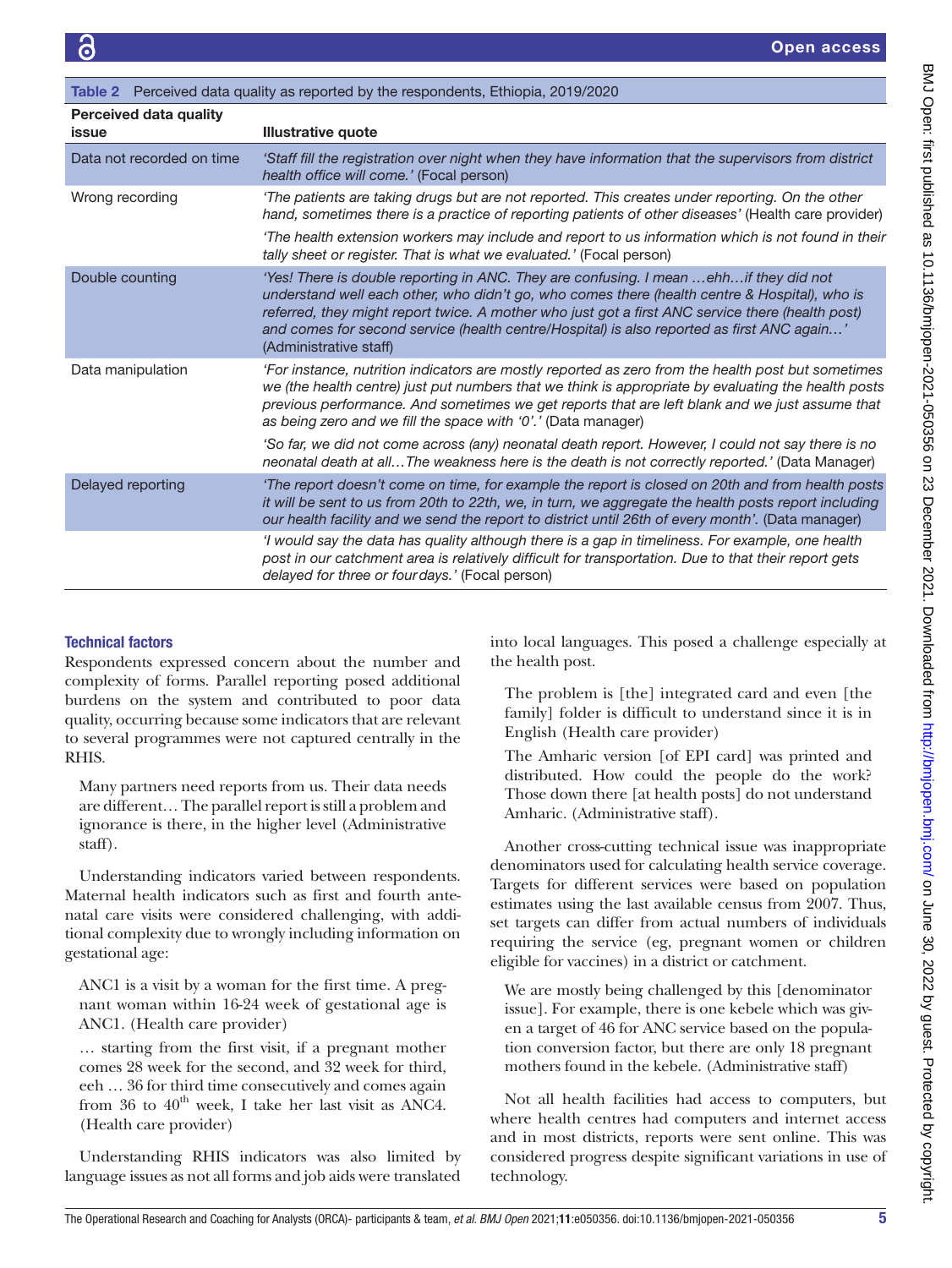Table 2 Perceived data quality as reported by the respondents, Ethiopia, 2019/2020

| Perceived data quality issue | Illustrative quote |
|---|---|
| Data not recorded on time | *'Staff fill the registration over night when they have information that the supervisors from district health office will come.'* (Focal person) |
| Wrong recording | *'The patients are taking drugs but are not reported. This creates under reporting. On the other hand, sometimes there is a practice of reporting patients of other diseases'* (Health care provider) |
| | *'The health extension workers may include and report to us information which is not found in their tally sheet or register. That is what we evaluated.'* (Focal person) |
| Double counting | *'Yes! There is double reporting in ANC. They are confusing. I mean …ehh…if they did not understand well each other, who didn't go, who comes there (health centre & Hospital), who is referred, they might report twice. A mother who just got a first ANC service there (health post) and comes for second service (health centre/Hospital) is also reported as first ANC again…'* (Administrative staff) |
| Data manipulation | *'For instance, nutrition indicators are mostly reported as zero from the health post but sometimes we (the health centre) just put numbers that we think is appropriate by evaluating the health posts previous performance. And sometimes we get reports that are left blank and we just assume that as being zero and we fill the space with '0'.'* (Data manager) |
| | *'So far, we did not come across (any) neonatal death report. However, I could not say there is no neonatal death at all…The weakness here is the death is not correctly reported.'* (Data Manager) |
| Delayed reporting | *'The report doesn't come on time, for example the report is closed on 20th and from health posts it will be sent to us from 20th to 22th, we, in turn, we aggregate the health posts report including our health facility and we send the report to district until 26th of every month'.* (Data manager) |
| | *'I would say the data has quality although there is a gap in timeliness. For example, one health post in our catchment area is relatively difficult for transportation. Due to that their report gets delayed for three or four days.'* (Focal person) |

### Technical factors

Respondents expressed concern about the number and complexity of forms. Parallel reporting posed additional burdens on the system and contributed to poor data quality, occurring because some indicators that are relevant to several programmes were not captured centrally in the RHIS.

> Many partners need reports from us. Their data needs are different… The parallel report is still a problem and ignorance is there, in the higher level (Administrative staff).

Understanding indicators varied between respondents. Maternal health indicators such as first and fourth antenatal care visits were considered challenging, with additional complexity due to wrongly including information on gestational age:

> ANC1 is a visit by a woman for the first time. A pregnant woman within 16-24 week of gestational age is ANC1. (Health care provider)

> … starting from the first visit, if a pregnant mother comes 28 week for the second, and 32 week for third, eeh … 36 for third time consecutively and comes again from 36 to 40[th] week, I take her last visit as ANC4. (Health care provider)

Understanding RHIS indicators was also limited by language issues as not all forms and job aids were translated into local languages. This posed a challenge especially at the health post.

> The problem is [the] integrated card and even [the family] folder is difficult to understand since it is in English (Health care provider)

> The Amharic version [of EPI card] was printed and distributed. How could the people do the work? Those down there [at health posts] do not understand Amharic. (Administrative staff).

Another cross-cutting technical issue was inappropriate denominators used for calculating health service coverage. Targets for different services were based on population estimates using the last available census from 2007. Thus, set targets can differ from actual numbers of individuals requiring the service (eg, pregnant women or children eligible for vaccines) in a district or catchment.

> We are mostly being challenged by this [denominator issue]. For example, there is one kebele which was given a target of 46 for ANC service based on the population conversion factor, but there are only 18 pregnant mothers found in the kebele. (Administrative staff)

Not all health facilities had access to computers, but where health centres had computers and internet access and in most districts, reports were sent online. This was considered progress despite significant variations in use of technology.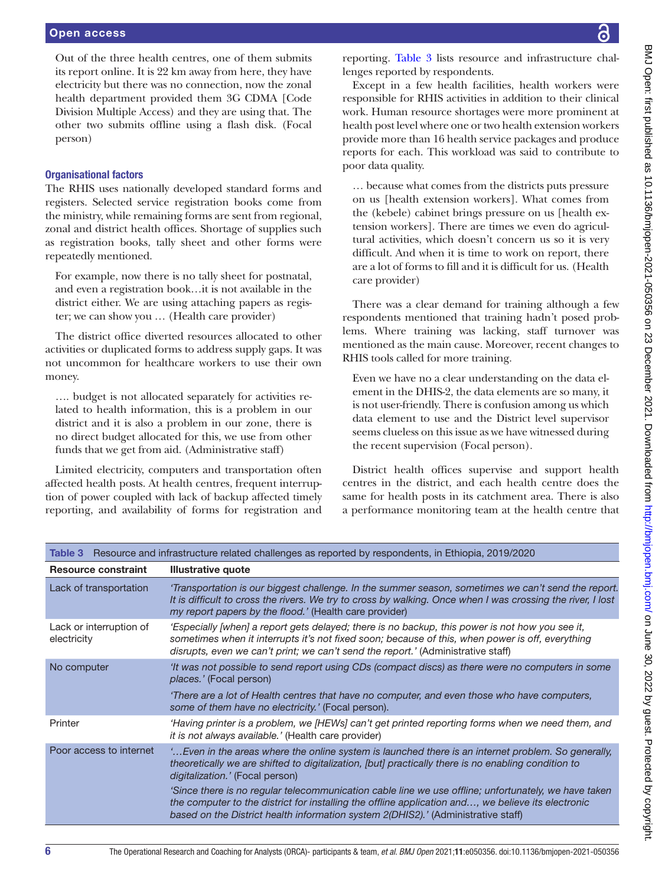> Out of the three health centres, one of them submits its report online. It is 22 km away from here, they have electricity but there was no connection, now the zonal health department provided them 3G CDMA [Code Division Multiple Access) and they are using that. The other two submits offline using a flash disk. (Focal person)

### Organisational factors

The RHIS uses nationally developed standard forms and registers. Selected service registration books come from the ministry, while remaining forms are sent from regional, zonal and district health offices. Shortage of supplies such as registration books, tally sheet and other forms were repeatedly mentioned.

> For example, now there is no tally sheet for postnatal, and even a registration book…it is not available in the district either. We are using attaching papers as register; we can show you … (Health care provider)

The district office diverted resources allocated to other activities or duplicated forms to address supply gaps. It was not uncommon for healthcare workers to use their own money.

> …. budget is not allocated separately for activities related to health information, this is a problem in our district and it is also a problem in our zone, there is no direct budget allocated for this, we use from other funds that we get from aid. (Administrative staff)

Limited electricity, computers and transportation often affected health posts. At health centres, frequent interruption of power coupled with lack of backup affected timely reporting, and availability of forms for registration and reporting. Table 3 lists resource and infrastructure challenges reported by respondents.

Except in a few health facilities, health workers were responsible for RHIS activities in addition to their clinical work. Human resource shortages were more prominent at health post level where one or two health extension workers provide more than 16 health service packages and produce reports for each. This workload was said to contribute to poor data quality.

> … because what comes from the districts puts pressure on us [health extension workers]. What comes from the (kebele) cabinet brings pressure on us [health extension workers]. There are times we even do agricultural activities, which doesn't concern us so it is very difficult. And when it is time to work on report, there are a lot of forms to fill and it is difficult for us. (Health care provider)

There was a clear demand for training although a few respondents mentioned that training hadn't posed problems. Where training was lacking, staff turnover was mentioned as the main cause. Moreover, recent changes to RHIS tools called for more training.

> Even we have no a clear understanding on the data element in the DHIS-2, the data elements are so many, it is not user-friendly. There is confusion among us which data element to use and the District level supervisor seems clueless on this issue as we have witnessed during the recent supervision (Focal person).

District health offices supervise and support health centres in the district, and each health centre does the same for health posts in its catchment area. There is also a performance monitoring team at the health centre that

**Table 3** Resource and infrastructure related challenges as reported by respondents, in Ethiopia, 2019/2020

| Resource constraint | Illustrative quote |
|---|---|
| Lack of transportation | *'Transportation is our biggest challenge. In the summer season, sometimes we can't send the report. It is difficult to cross the rivers. We try to cross by walking. Once when I was crossing the river, I lost my report papers by the flood.'* (Health care provider) |
| Lack or interruption of electricity | *'Especially [when] a report gets delayed; there is no backup, this power is not how you see it, sometimes when it interrupts it's not fixed soon; because of this, when power is off, everything disrupts, even we can't print; we can't send the report.'* (Administrative staff) |
| No computer | *'It was not possible to send report using CDs (compact discs) as there were no computers in some places.'* (Focal person) |
| | *'There are a lot of Health centres that have no computer, and even those who have computers, some of them have no electricity.'* (Focal person). |
| Printer | *'Having printer is a problem, we [HEWs] can't get printed reporting forms when we need them, and it is not always available.'* (Health care provider) |
| Poor access to internet | *'…Even in the areas where the online system is launched there is an internet problem. So generally, theoretically we are shifted to digitalization, [but] practically there is no enabling condition to digitalization.'* (Focal person) |
| | *'Since there is no regular telecommunication cable line we use offline; unfortunately, we have taken the computer to the district for installing the offline application and…, we believe its electronic based on the District health information system 2(DHIS2).'* (Administrative staff) |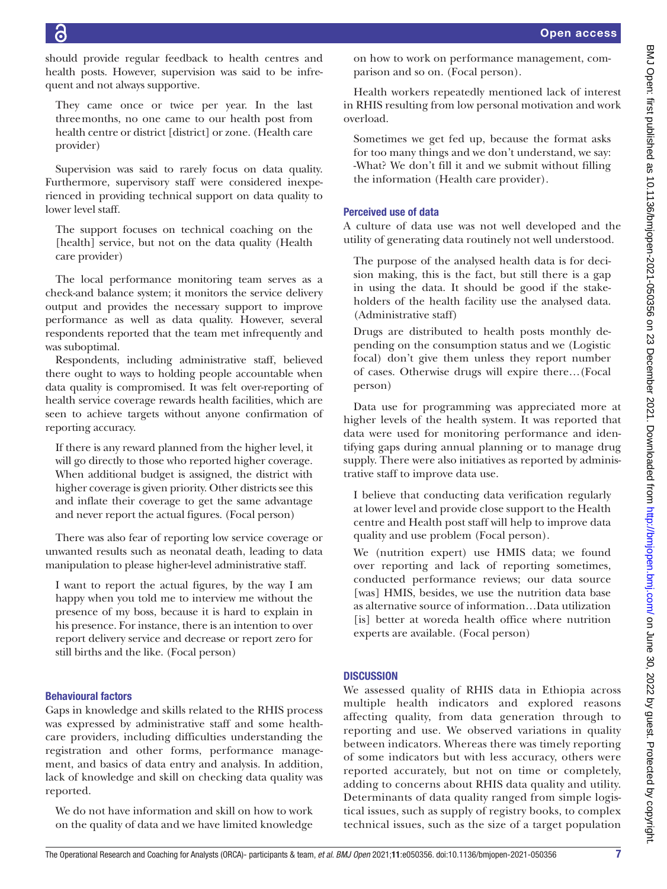should provide regular feedback to health centres and health posts. However, supervision was said to be infrequent and not always supportive.

> They came once or twice per year. In the last three months, no one came to our health post from health centre or district [district] or zone. (Health care provider)

Supervision was said to rarely focus on data quality. Furthermore, supervisory staff were considered inexperienced in providing technical support on data quality to lower level staff.

> The support focuses on technical coaching on the [health] service, but not on the data quality (Health care provider)

The local performance monitoring team serves as a check-and balance system; it monitors the service delivery output and provides the necessary support to improve performance as well as data quality. However, several respondents reported that the team met infrequently and was suboptimal.

Respondents, including administrative staff, believed there ought to ways to holding people accountable when data quality is compromised. It was felt over-reporting of health service coverage rewards health facilities, which are seen to achieve targets without anyone confirmation of reporting accuracy.

> If there is any reward planned from the higher level, it will go directly to those who reported higher coverage. When additional budget is assigned, the district with higher coverage is given priority. Other districts see this and inflate their coverage to get the same advantage and never report the actual figures. (Focal person)

There was also fear of reporting low service coverage or unwanted results such as neonatal death, leading to data manipulation to please higher-level administrative staff.

> I want to report the actual figures, by the way I am happy when you told me to interview me without the presence of my boss, because it is hard to explain in his presence. For instance, there is an intention to over report delivery service and decrease or report zero for still births and the like. (Focal person)

### Behavioural factors

Gaps in knowledge and skills related to the RHIS process was expressed by administrative staff and some healthcare providers, including difficulties understanding the registration and other forms, performance management, and basics of data entry and analysis. In addition, lack of knowledge and skill on checking data quality was reported.

> We do not have information and skill on how to work on the quality of data and we have limited knowledge on how to work on performance management, comparison and so on. (Focal person).

Health workers repeatedly mentioned lack of interest in RHIS resulting from low personal motivation and work overload.

> Sometimes we get fed up, because the format asks for too many things and we don't understand, we say: -What? We don't fill it and we submit without filling the information (Health care provider).

### Perceived use of data

A culture of data use was not well developed and the utility of generating data routinely not well understood.

> The purpose of the analysed health data is for decision making, this is the fact, but still there is a gap in using the data. It should be good if the stakeholders of the health facility use the analysed data. (Administrative staff)

> Drugs are distributed to health posts monthly depending on the consumption status and we (Logistic focal) don't give them unless they report number of cases. Otherwise drugs will expire there…(Focal person)

Data use for programming was appreciated more at higher levels of the health system. It was reported that data were used for monitoring performance and identifying gaps during annual planning or to manage drug supply. There were also initiatives as reported by administrative staff to improve data use.

> I believe that conducting data verification regularly at lower level and provide close support to the Health centre and Health post staff will help to improve data quality and use problem (Focal person).

> We (nutrition expert) use HMIS data; we found over reporting and lack of reporting sometimes, conducted performance reviews; our data source [was] HMIS, besides, we use the nutrition data base as alternative source of information…Data utilization [is] better at woreda health office where nutrition experts are available. (Focal person)

## DISCUSSION

We assessed quality of RHIS data in Ethiopia across multiple health indicators and explored reasons affecting quality, from data generation through to reporting and use. We observed variations in quality between indicators. Whereas there was timely reporting of some indicators but with less accuracy, others were reported accurately, but not on time or completely, adding to concerns about RHIS data quality and utility. Determinants of data quality ranged from simple logistical issues, such as supply of registry books, to complex technical issues, such as the size of a target population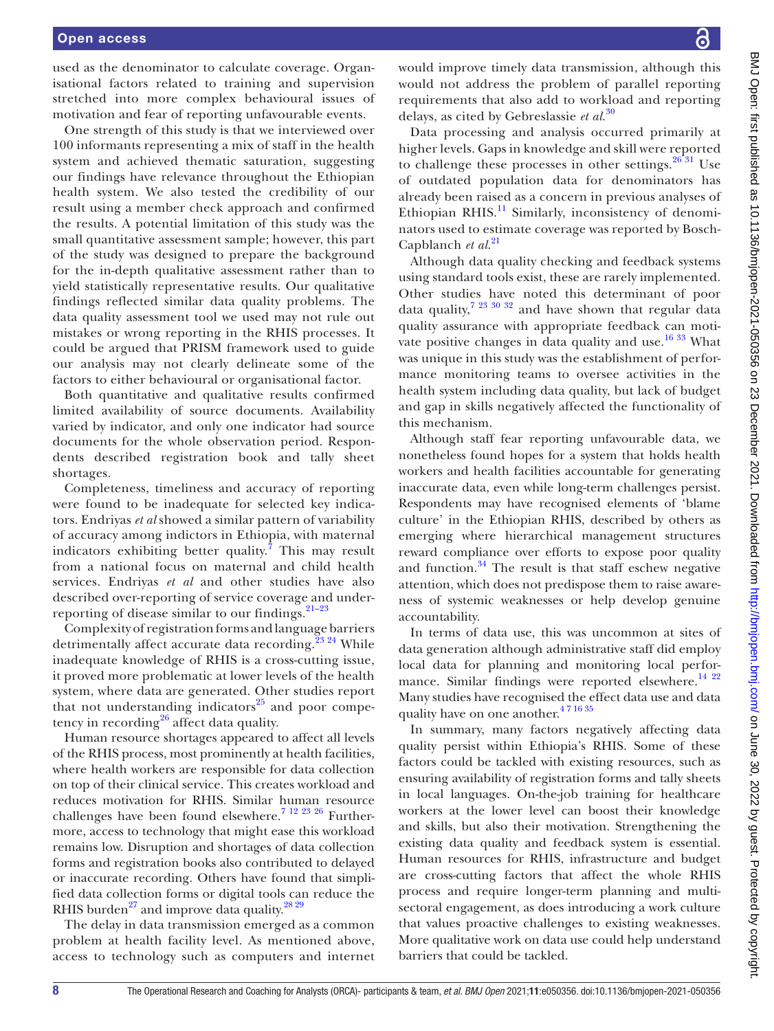used as the denominator to calculate coverage. Organisational factors related to training and supervision stretched into more complex behavioural issues of motivation and fear of reporting unfavourable events.

One strength of this study is that we interviewed over 100 informants representing a mix of staff in the health system and achieved thematic saturation, suggesting our findings have relevance throughout the Ethiopian health system. We also tested the credibility of our result using a member check approach and confirmed the results. A potential limitation of this study was the small quantitative assessment sample; however, this part of the study was designed to prepare the background for the in-depth qualitative assessment rather than to yield statistically representative results. Our qualitative findings reflected similar data quality problems. The data quality assessment tool we used may not rule out mistakes or wrong reporting in the RHIS processes. It could be argued that PRISM framework used to guide our analysis may not clearly delineate some of the factors to either behavioural or organisational factor.

Both quantitative and qualitative results confirmed limited availability of source documents. Availability varied by indicator, and only one indicator had source documents for the whole observation period. Respondents described registration book and tally sheet shortages.

Completeness, timeliness and accuracy of reporting were found to be inadequate for selected key indicators. Endriyas *et al* showed a similar pattern of variability of accuracy among indictors in Ethiopia, with maternal indicators exhibiting better quality.[7] This may result from a national focus on maternal and child health services. Endriyas *et al* and other studies have also described over-reporting of service coverage and under-reporting of disease similar to our findings.[21–23]

Complexity of registration forms and language barriers detrimentally affect accurate data recording.[23 24] While inadequate knowledge of RHIS is a cross-cutting issue, it proved more problematic at lower levels of the health system, where data are generated. Other studies report that not understanding indicators[25] and poor competency in recording[26] affect data quality.

Human resource shortages appeared to affect all levels of the RHIS process, most prominently at health facilities, where health workers are responsible for data collection on top of their clinical service. This creates workload and reduces motivation for RHIS. Similar human resource challenges have been found elsewhere.[7 12 23 26] Furthermore, access to technology that might ease this workload remains low. Disruption and shortages of data collection forms and registration books also contributed to delayed or inaccurate recording. Others have found that simplified data collection forms or digital tools can reduce the RHIS burden[27] and improve data quality.[28 29]

The delay in data transmission emerged as a common problem at health facility level. As mentioned above, access to technology such as computers and internet would improve timely data transmission, although this would not address the problem of parallel reporting requirements that also add to workload and reporting delays, as cited by Gebreslassie *et al*.[30]

Data processing and analysis occurred primarily at higher levels. Gaps in knowledge and skill were reported to challenge these processes in other settings.[26 31] Use of outdated population data for denominators has already been raised as a concern in previous analyses of Ethiopian RHIS.[11] Similarly, inconsistency of denominators used to estimate coverage was reported by Bosch-Capblanch *et al*.[21]

Although data quality checking and feedback systems using standard tools exist, these are rarely implemented. Other studies have noted this determinant of poor data quality,[7 23 30 32] and have shown that regular data quality assurance with appropriate feedback can motivate positive changes in data quality and use.[16 33] What was unique in this study was the establishment of performance monitoring teams to oversee activities in the health system including data quality, but lack of budget and gap in skills negatively affected the functionality of this mechanism.

Although staff fear reporting unfavourable data, we nonetheless found hopes for a system that holds health workers and health facilities accountable for generating inaccurate data, even while long-term challenges persist. Respondents may have recognised elements of 'blame culture' in the Ethiopian RHIS, described by others as emerging where hierarchical management structures reward compliance over efforts to expose poor quality and function.[34] The result is that staff eschew negative attention, which does not predispose them to raise awareness of systemic weaknesses or help develop genuine accountability.

In terms of data use, this was uncommon at sites of data generation although administrative staff did employ local data for planning and monitoring local performance. Similar findings were reported elsewhere.[14 22] Many studies have recognised the effect data use and data quality have on one another.[4 7 16 35]

In summary, many factors negatively affecting data quality persist within Ethiopia's RHIS. Some of these factors could be tackled with existing resources, such as ensuring availability of registration forms and tally sheets in local languages. On-the-job training for healthcare workers at the lower level can boost their knowledge and skills, but also their motivation. Strengthening the existing data quality and feedback system is essential. Human resources for RHIS, infrastructure and budget are cross-cutting factors that affect the whole RHIS process and require longer-term planning and multisectoral engagement, as does introducing a work culture that values proactive challenges to existing weaknesses. More qualitative work on data use could help understand barriers that could be tackled.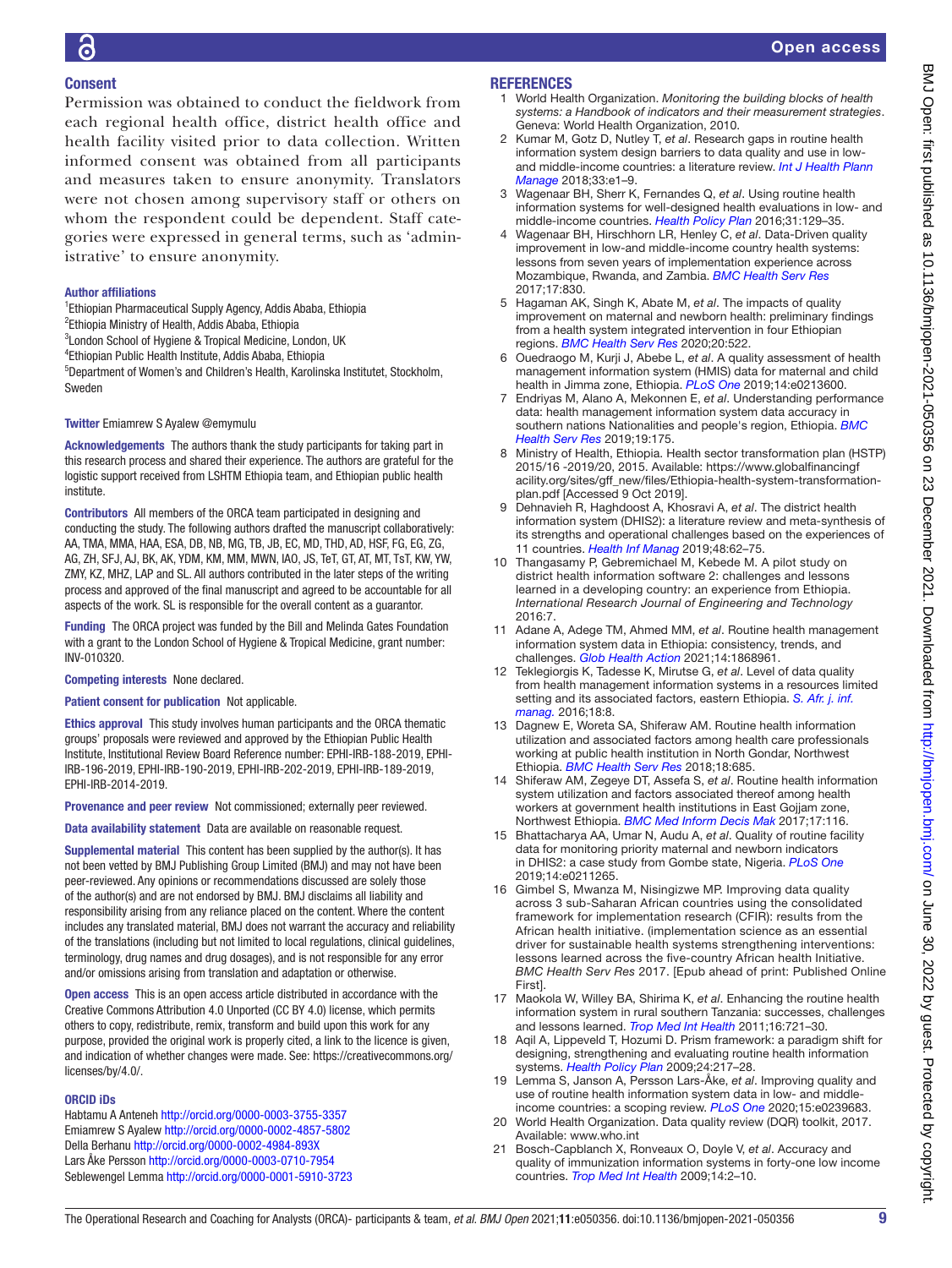## Consent

Permission was obtained to conduct the fieldwork from each regional health office, district health office and health facility visited prior to data collection. Written informed consent was obtained from all participants and measures taken to ensure anonymity. Translators were not chosen among supervisory staff or others on whom the respondent could be dependent. Staff categories were expressed in general terms, such as 'administrative' to ensure anonymity.

### Author affiliations

[1]Ethiopian Pharmaceutical Supply Agency, Addis Ababa, Ethiopia
[2]Ethiopia Ministry of Health, Addis Ababa, Ethiopia
[3]London School of Hygiene & Tropical Medicine, London, UK
[4]Ethiopian Public Health Institute, Addis Ababa, Ethiopia
[5]Department of Women's and Children's Health, Karolinska Institutet, Stockholm, Sweden

**Twitter** Emiamrew S Ayalew @emymulu

**Acknowledgements** The authors thank the study participants for taking part in this research process and shared their experience. The authors are grateful for the logistic support received from LSHTM Ethiopia team, and Ethiopian public health institute.

**Contributors** All members of the ORCA team participated in designing and conducting the study. The following authors drafted the manuscript collaboratively: AA, TMA, MMA, HAA, ESA, DB, NB, MG, TB, JB, EC, MD, THD, AD, HSF, FG, EG, ZG, AG, ZH, SFJ, AJ, BK, AK, YDM, KM, MM, MWN, IAO, JS, TeT, GT, AT, MT, TsT, KW, YW, ZMY, KZ, MHZ, LAP and SL. All authors contributed in the later steps of the writing process and approved of the final manuscript and agreed to be accountable for all aspects of the work. SL is responsible for the overall content as a guarantor.

**Funding** The ORCA project was funded by the Bill and Melinda Gates Foundation with a grant to the London School of Hygiene & Tropical Medicine, grant number: INV-010320.

**Competing interests** None declared.

**Patient consent for publication** Not applicable.

**Ethics approval** This study involves human participants and the ORCA thematic groups' proposals were reviewed and approved by the Ethiopian Public Health Institute, Institutional Review Board Reference number: EPHI-IRB-188-2019, EPHI-IRB-196-2019, EPHI-IRB-190-2019, EPHI-IRB-202-2019, EPHI-IRB-189-2019, EPHI-IRB-2014-2019.

**Provenance and peer review** Not commissioned; externally peer reviewed.

**Data availability statement** Data are available on reasonable request.

**Supplemental material** This content has been supplied by the author(s). It has not been vetted by BMJ Publishing Group Limited (BMJ) and may not have been peer-reviewed. Any opinions or recommendations discussed are solely those of the author(s) and are not endorsed by BMJ. BMJ disclaims all liability and responsibility arising from any reliance placed on the content. Where the content includes any translated material, BMJ does not warrant the accuracy and reliability of the translations (including but not limited to local regulations, clinical guidelines, terminology, drug names and drug dosages), and is not responsible for any error and/or omissions arising from translation and adaptation or otherwise.

**Open access** This is an open access article distributed in accordance with the Creative Commons Attribution 4.0 Unported (CC BY 4.0) license, which permits others to copy, redistribute, remix, transform and build upon this work for any purpose, provided the original work is properly cited, a link to the licence is given, and indication of whether changes were made. See: https://creativecommons.org/licenses/by/4.0/.

### ORCID iDs

Habtamu A Anteneh http://orcid.org/0000-0003-3755-3357
Emiamrew S Ayalew http://orcid.org/0000-0002-4857-5802
Della Berhanu http://orcid.org/0000-0002-4984-893X
Lars Åke Persson http://orcid.org/0000-0003-0710-7954
Seblewengel Lemma http://orcid.org/0000-0001-5910-3723

## REFERENCES

1. World Health Organization. *Monitoring the building blocks of health systems: a Handbook of indicators and their measurement strategies*. Geneva: World Health Organization, 2010.
2. Kumar M, Gotz D, Nutley T, *et al*. Research gaps in routine health information system design barriers to data quality and use in low- and middle-income countries: a literature review. *Int J Health Plann Manage* 2018;33:e1–9.
3. Wagenaar BH, Sherr K, Fernandes Q, *et al*. Using routine health information systems for well-designed health evaluations in low- and middle-income countries. *Health Policy Plan* 2016;31:129–35.
4. Wagenaar BH, Hirschhorn LR, Henley C, *et al*. Data-Driven quality improvement in low-and middle-income country health systems: lessons from seven years of implementation experience across Mozambique, Rwanda, and Zambia. *BMC Health Serv Res* 2017;17:830.
5. Hagaman AK, Singh K, Abate M, *et al*. The impacts of quality improvement on maternal and newborn health: preliminary findings from a health system integrated intervention in four Ethiopian regions. *BMC Health Serv Res* 2020;20:522.
6. Ouedraogo M, Kurji J, Abebe L, *et al*. A quality assessment of health management information system (HMIS) data for maternal and child health in Jimma zone, Ethiopia. *PLoS One* 2019;14:e0213600.
7. Endriyas M, Alano A, Mekonnen E, *et al*. Understanding performance data: health management information system data accuracy in southern nations Nationalities and people's region, Ethiopia. *BMC Health Serv Res* 2019;19:175.
8. Ministry of Health, Ethiopia. Health sector transformation plan (HSTP) 2015/16 -2019/20, 2015. Available: https://www.globalfinancingfacility.org/sites/gff_new/files/Ethiopia-health-system-transformation-plan.pdf [Accessed 9 Oct 2019].
9. Dehnavieh R, Haghdoost A, Khosravi A, *et al*. The district health information system (DHIS2): a literature review and meta-synthesis of its strengths and operational challenges based on the experiences of 11 countries. *Health Inf Manag* 2019;48:62–75.
10. Thangasamy P, Gebremichael M, Kebede M. A pilot study on district health information software 2: challenges and lessons learned in a developing country: an experience from Ethiopia. *International Research Journal of Engineering and Technology* 2016:7.
11. Adane A, Adege TM, Ahmed MM, *et al*. Routine health management information system data in Ethiopia: consistency, trends, and challenges. *Glob Health Action* 2021;14:1868961.
12. Teklegiorgis K, Tadesse K, Mirutse G, *et al*. Level of data quality from health management information systems in a resources limited setting and its associated factors, eastern Ethiopia. *S. Afr. j. inf. manag.* 2016;18:8.
13. Dagnew E, Woreta SA, Shiferaw AM. Routine health information utilization and associated factors among health care professionals working at public health institution in North Gondar, Northwest Ethiopia. *BMC Health Serv Res* 2018;18:685.
14. Shiferaw AM, Zegeye DT, Assefa S, *et al*. Routine health information system utilization and factors associated thereof among health workers at government health institutions in East Gojjam zone, Northwest Ethiopia. *BMC Med Inform Decis Mak* 2017;17:116.
15. Bhattacharya AA, Umar N, Audu A, *et al*. Quality of routine facility data for monitoring priority maternal and newborn indicators in DHIS2: a case study from Gombe state, Nigeria. *PLoS One* 2019;14:e0211265.
16. Gimbel S, Mwanza M, Nisingizwe MP. Improving data quality across 3 sub-Saharan African countries using the consolidated framework for implementation research (CFIR): results from the African health initiative. (implementation science as an essential driver for sustainable health systems strengthening interventions: lessons learned across the five-country African health Initiative. BMC Health Serv Res 2017. [Epub ahead of print: Published Online First].
17. Maokola W, Willey BA, Shirima K, *et al*. Enhancing the routine health information system in rural southern Tanzania: successes, challenges and lessons learned. *Trop Med Int Health* 2011;16:721–30.
18. Aqil A, Lippeveld T, Hozumi D. Prism framework: a paradigm shift for designing, strengthening and evaluating routine health information systems. *Health Policy Plan* 2009;24:217–28.
19. Lemma S, Janson A, Persson Lars-Åke, *et al*. Improving quality and use of routine health information system data in low- and middle-income countries: a scoping review. *PLoS One* 2020;15:e0239683.
20. World Health Organization. Data quality review (DQR) toolkit, 2017. Available: www.who.int
21. Bosch-Capblanch X, Ronveaux O, Doyle V, *et al*. Accuracy and quality of immunization information systems in forty-one low income countries. *Trop Med Int Health* 2009;14:2–10.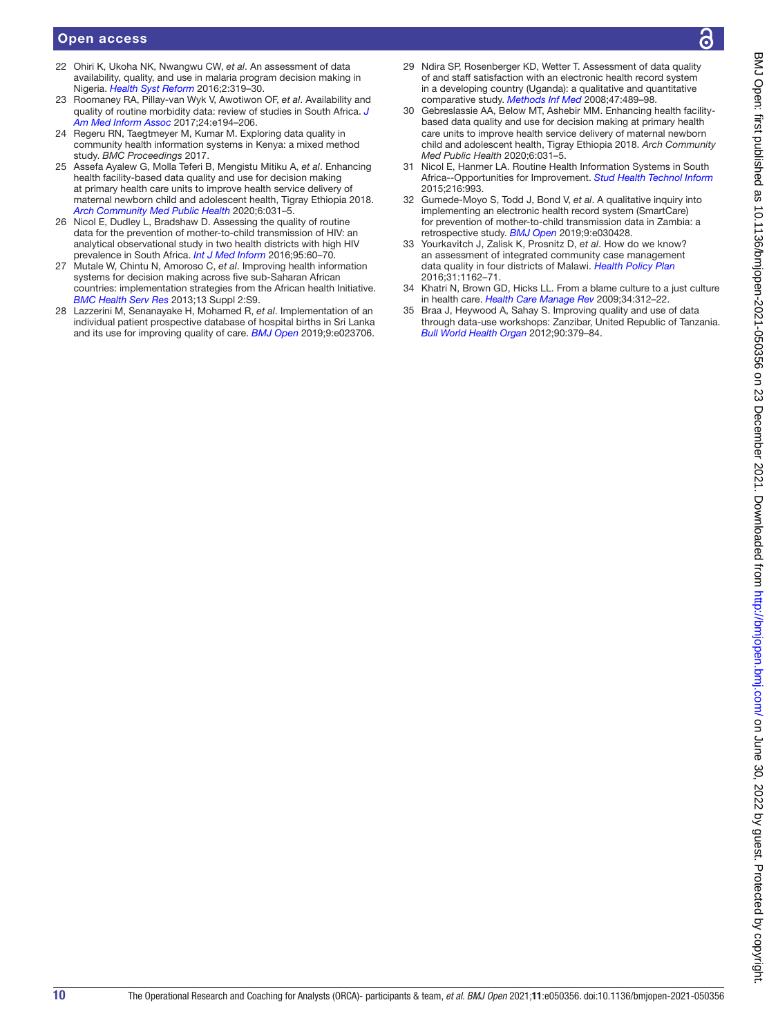22 Ohiri K, Ukoha NK, Nwangwu CW, *et al*. An assessment of data availability, quality, and use in malaria program decision making in Nigeria. *Health Syst Reform* 2016;2:319–30.
23 Roomaney RA, Pillay-van Wyk V, Awotiwon OF, *et al*. Availability and quality of routine morbidity data: review of studies in South Africa. *J Am Med Inform Assoc* 2017;24:e194–206.
24 Regeru RN, Taegtmeyer M, Kumar M. Exploring data quality in community health information systems in Kenya: a mixed method study. *BMC Proceedings* 2017.
25 Assefa Ayalew G, Molla Teferi B, Mengistu Mitiku A, *et al*. Enhancing health facility-based data quality and use for decision making at primary health care units to improve health service delivery of maternal newborn child and adolescent health, Tigray Ethiopia 2018. *Arch Community Med Public Health* 2020;6:031–5.
26 Nicol E, Dudley L, Bradshaw D. Assessing the quality of routine data for the prevention of mother-to-child transmission of HIV: an analytical observational study in two health districts with high HIV prevalence in South Africa. *Int J Med Inform* 2016;95:60–70.
27 Mutale W, Chintu N, Amoroso C, *et al*. Improving health information systems for decision making across five sub-Saharan African countries: implementation strategies from the African health Initiative. *BMC Health Serv Res* 2013;13 Suppl 2:S9.
28 Lazzerini M, Senanayake H, Mohamed R, *et al*. Implementation of an individual patient prospective database of hospital births in Sri Lanka and its use for improving quality of care. *BMJ Open* 2019;9:e023706.
29 Ndira SP, Rosenberger KD, Wetter T. Assessment of data quality of and staff satisfaction with an electronic health record system in a developing country (Uganda): a qualitative and quantitative comparative study. *Methods Inf Med* 2008;47:489–98.
30 Gebreslassie AA, Below MT, Ashebir MM. Enhancing health facility-based data quality and use for decision making at primary health care units to improve health service delivery of maternal newborn child and adolescent health, Tigray Ethiopia 2018. *Arch Community Med Public Health* 2020;6:031–5.
31 Nicol E, Hanmer LA. Routine Health Information Systems in South Africa--Opportunities for Improvement. *Stud Health Technol Inform* 2015;216:993.
32 Gumede-Moyo S, Todd J, Bond V, *et al*. A qualitative inquiry into implementing an electronic health record system (SmartCare) for prevention of mother-to-child transmission data in Zambia: a retrospective study. *BMJ Open* 2019;9:e030428.
33 Yourkavitch J, Zalisk K, Prosnitz D, *et al*. How do we know? an assessment of integrated community case management data quality in four districts of Malawi. *Health Policy Plan* 2016;31:1162–71.
34 Khatri N, Brown GD, Hicks LL. From a blame culture to a just culture in health care. *Health Care Manage Rev* 2009;34:312–22.
35 Braa J, Heywood A, Sahay S. Improving quality and use of data through data-use workshops: Zanzibar, United Republic of Tanzania. *Bull World Health Organ* 2012;90:379–84.